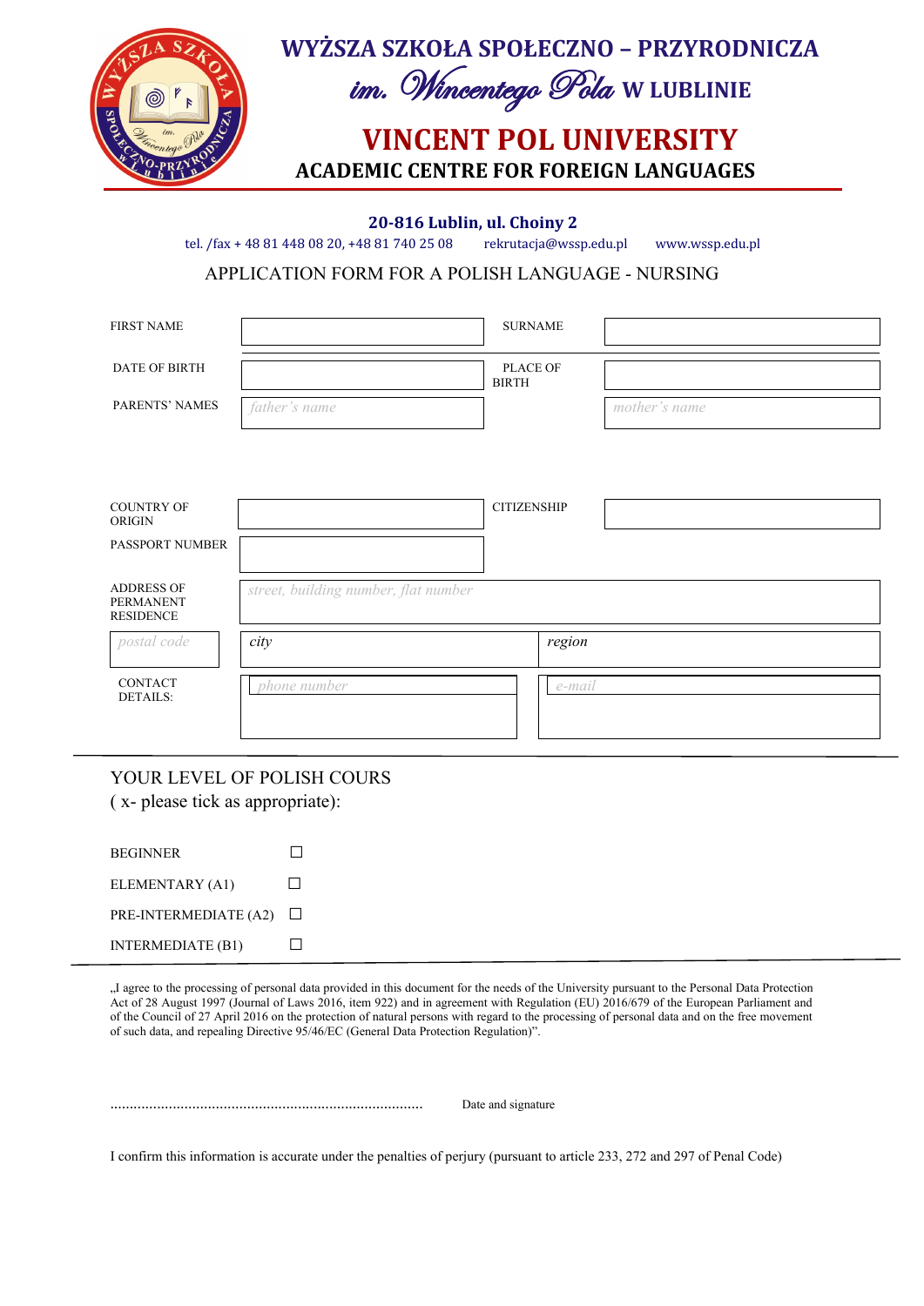# WYŻSZA SZKOŁA SPOŁECZNO – PRZYRODNICZA

## im. Wincentego Pola W LUBLINIE

# VINCENT POL UNIVERSITY

## ACADEMIC CENTRE FOR FOREIGN LANGUAGES

**20-816 Lublin, ul. Choiny 2**

tel. /fax + 48 81 448 08 20, +48 81 740 25 08 rekrutacja@wssp.edu.pl www.wssp.edu.pl

APPLICATION FORM FOR A POLISH LANGUAGE - NURSING

| | | | |
|---|---|---|---|
| FIRST NAME | | SURNAME | |
| DATE OF BIRTH | | PLACE OF BIRTH | |
| PARENTS' NAMES | *father's name* | | *mother's name* |

| | | | |
|---|---|---|---|
| COUNTRY OF ORIGIN | | CITIZENSHIP | |
| PASSPORT NUMBER | | | |
| ADDRESS OF PERMANENT RESIDENCE | *street, building number, flat number* | | |
| *postal code* | *city* | *region* | |
| CONTACT DETAILS: | *phone number* | *e-mail* | |

YOUR LEVEL OF POLISH COURS
( x- please tick as appropriate):

BEGINNER ☐
ELEMENTARY (A1) ☐
PRE-INTERMEDIATE (A2) ☐
INTERMEDIATE (B1) ☐

„I agree to the processing of personal data provided in this document for the needs of the University pursuant to the Personal Data Protection Act of 28 August 1997 (Journal of Laws 1997, item 922) and in agreement with Regulation (EU) 2016/679 of the European Parliament and of the Council of 27 April 2016 on the protection of natural persons with regard to the processing of personal data and on the free movement of such data, and repealing Directive 95/46/EC (General Data Protection Regulation)".

.............................................................................. Date and signature

I confirm this information is accurate under the penalties of perjury (pursuant to article 233, 272 and 297 of Penal Code)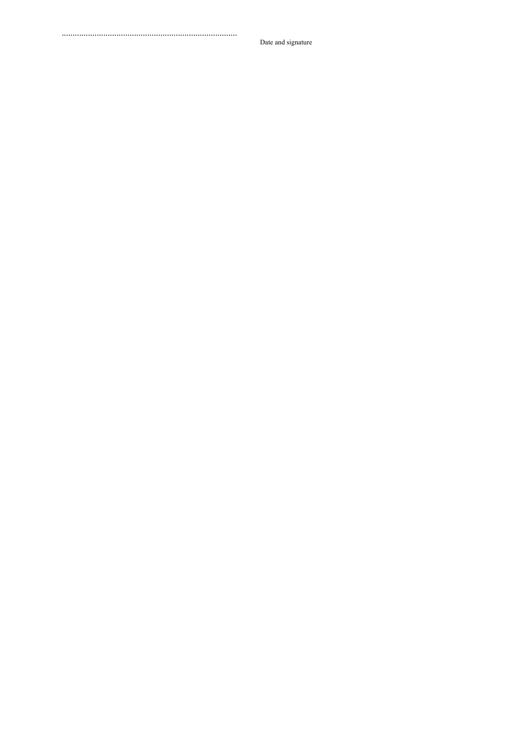...............................................................................

Date and signature